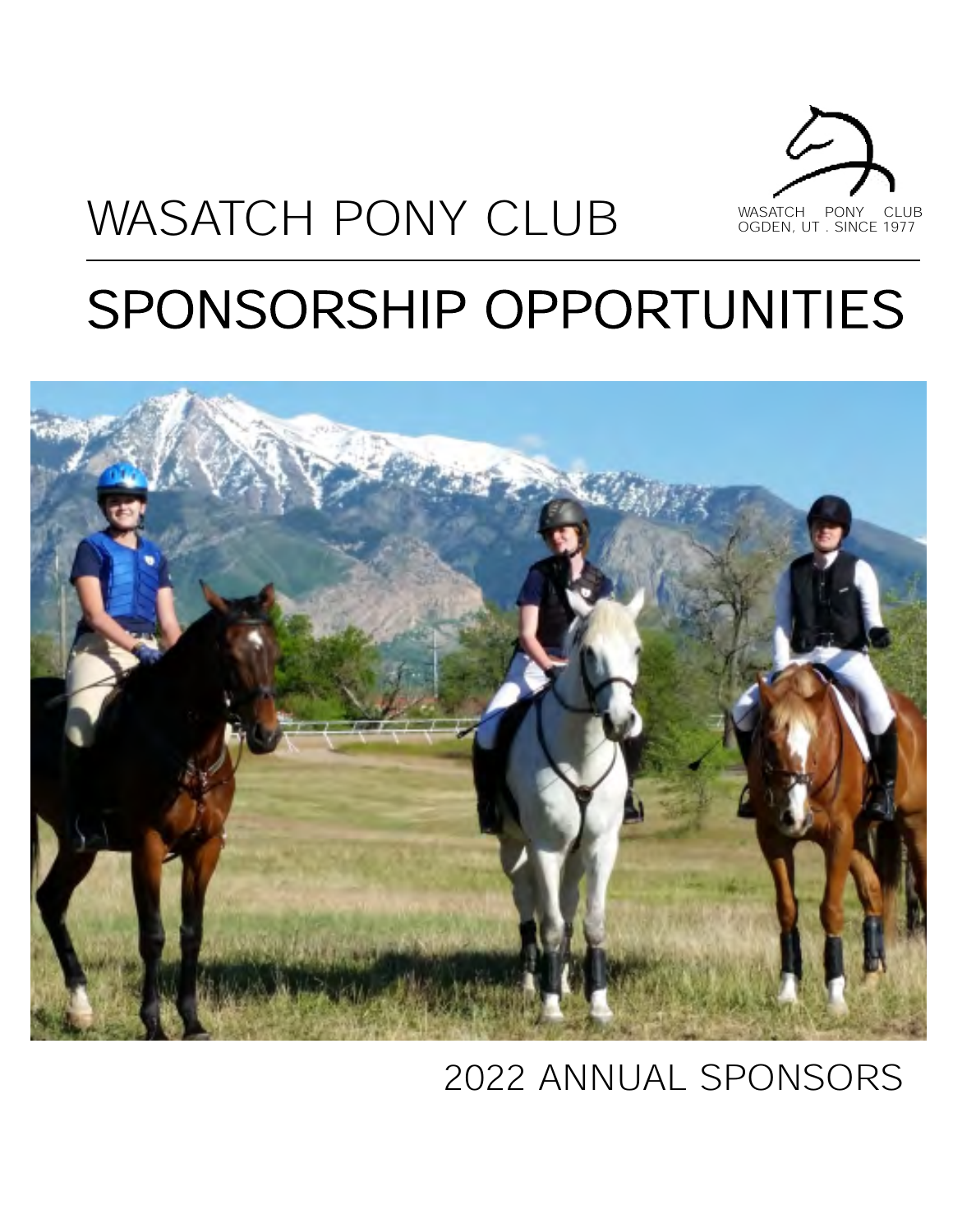# WASATCH PONY CLUB

WASATCH PONY CLUB
OGDEN, UT . SINCE 1977

# SPONSORSHIP OPPORTUNITIES

2022 ANNUAL SPONSORS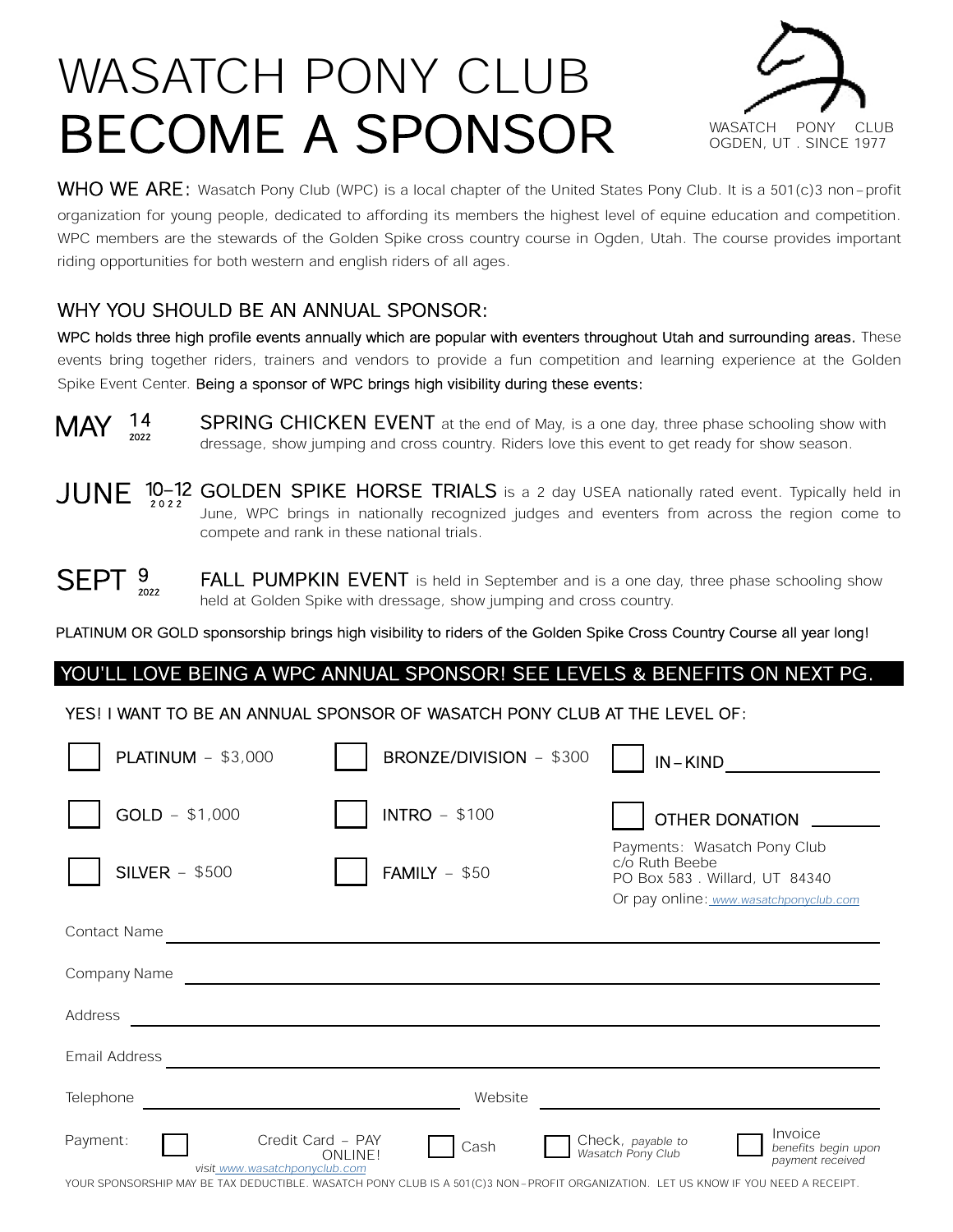# WASATCH PONY CLUB
# BECOME A SPONSOR

WASATCH PONY CLUB
OGDEN, UT . SINCE 1977

**WHO WE ARE:** Wasatch Pony Club (WPC) is a local chapter of the United States Pony Club. It is a 501(c)3 non–profit organization for young people, dedicated to affording its members the highest level of equine education and competition. WPC members are the stewards of the Golden Spike cross country course in Ogden, Utah. The course provides important riding opportunities for both western and english riders of all ages.

## WHY YOU SHOULD BE AN ANNUAL SPONSOR:

**WPC holds three high profile events annually which are popular with eventers throughout Utah and surrounding areas.** These events bring together riders, trainers and vendors to provide a fun competition and learning experience at the Golden Spike Event Center. **Being a sponsor of WPC brings high visibility during these events:**

**MAY 14 2022** — **SPRING CHICKEN EVENT** at the end of May, is a one day, three phase schooling show with dressage, show jumping and cross country. Riders love this event to get ready for show season.

**JUNE 10–12 2022** — **GOLDEN SPIKE HORSE TRIALS** is a 2 day USEA nationally rated event. Typically held in June, WPC brings in nationally recognized judges and eventers from across the region come to compete and rank in these national trials.

**SEPT 9 2022** — **FALL PUMPKIN EVENT** is held in September and is a one day, three phase schooling show held at Golden Spike with dressage, show jumping and cross country.

**PLATINUM OR GOLD sponsorship brings high visibility to riders of the Golden Spike Cross Country Course all year long!**

## YOU'LL LOVE BEING A WPC ANNUAL SPONSOR! SEE LEVELS & BENEFITS ON NEXT PG.

YES! I WANT TO BE AN ANNUAL SPONSOR OF WASATCH PONY CLUB AT THE LEVEL OF:

- ☐ **PLATINUM** – $3,000
- ☐ **GOLD** – $1,000
- ☐ **SILVER** – $500
- ☐ **BRONZE/DIVISION** – $300
- ☐ **INTRO** – $100
- ☐ **FAMILY** – $50
- ☐ IN–KIND ________________
- ☐ OTHER DONATION ________

Payments: Wasatch Pony Club
c/o Ruth Beebe
PO Box 583 . Willard, UT 84340
Or pay online: *www.wasatchponyclub.com*

Contact Name ______________________________

Company Name ______________________________

Address ______________________________

Email Address ______________________________

Telephone ______________________ Website ______________________

Payment: ☐ Credit Card – PAY ONLINE! *visit www.wasatchponyclub.com* ☐ Cash ☐ Check, *payable to Wasatch Pony Club* ☐ Invoice *benefits begin upon payment received*

YOUR SPONSORSHIP MAY BE TAX DEDUCTIBLE. WASATCH PONY CLUB IS A 501(C)3 NON–PROFIT ORGANIZATION. LET US KNOW IF YOU NEED A RECEIPT.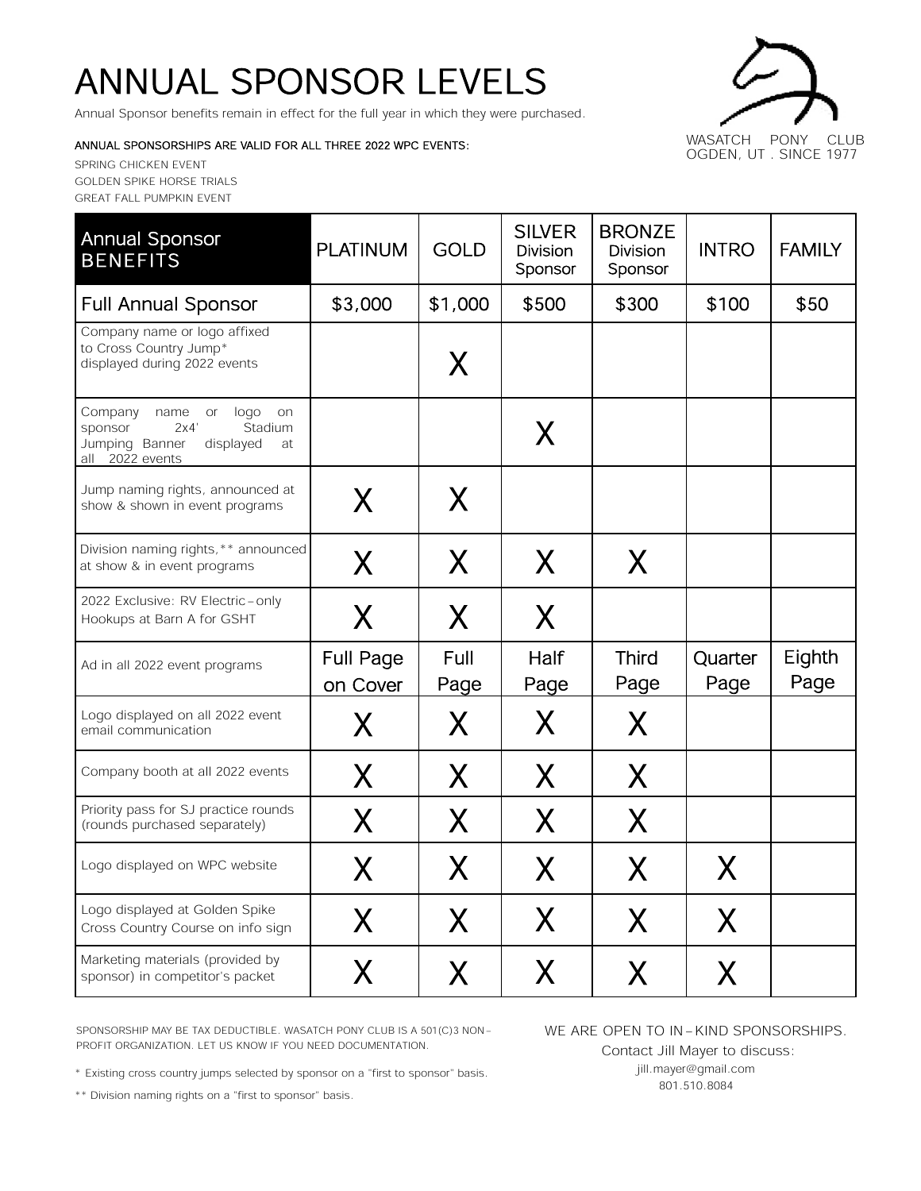# ANNUAL SPONSOR LEVELS

Annual Sponsor benefits remain in effect for the full year in which they were purchased.

WASATCH PONY CLUB
OGDEN, UT . SINCE 1977

ANNUAL SPONSORSHIPS ARE VALID FOR ALL THREE 2022 WPC EVENTS:

SPRING CHICKEN EVENT
GOLDEN SPIKE HORSE TRIALS
GREAT FALL PUMPKIN EVENT

| Annual Sponsor BENEFITS | PLATINUM | GOLD | SILVER Division Sponsor | BRONZE Division Sponsor | INTRO | FAMILY |
|---|---|---|---|---|---|---|
| Full Annual Sponsor | $3,000 | $1,000 | $500 | $300 | $100 | $50 |
| Company name or logo affixed to Cross Country Jump* displayed during 2022 events | | X | | | | |
| Company name or logo on sponsor 2x4' Stadium Jumping Banner displayed at all 2022 events | | | X | | | |
| Jump naming rights, announced at show & shown in event programs | X | X | | | | |
| Division naming rights,** announced at show & in event programs | X | X | X | X | | |
| 2022 Exclusive: RV Electric-only Hookups at Barn A for GSHT | X | X | X | | | |
| Ad in all 2022 event programs | Full Page on Cover | Full Page | Half Page | Third Page | Quarter Page | Eighth Page |
| Logo displayed on all 2022 event email communication | X | X | X | X | | |
| Company booth at all 2022 events | X | X | X | X | | |
| Priority pass for SJ practice rounds (rounds purchased separately) | X | X | X | X | | |
| Logo displayed on WPC website | X | X | X | X | X | |
| Logo displayed at Golden Spike Cross Country Course on info sign | X | X | X | X | X | |
| Marketing materials (provided by sponsor) in competitor's packet | X | X | X | X | X | |

SPONSORSHIP MAY BE TAX DEDUCTIBLE. WASATCH PONY CLUB IS A 501(C)3 NON-PROFIT ORGANIZATION. LET US KNOW IF YOU NEED DOCUMENTATION.

* Existing cross country jumps selected by sponsor on a "first to sponsor" basis.

** Division naming rights on a "first to sponsor" basis.

WE ARE OPEN TO IN-KIND SPONSORSHIPS.
Contact Jill Mayer to discuss:
jill.mayer@gmail.com
801.510.8084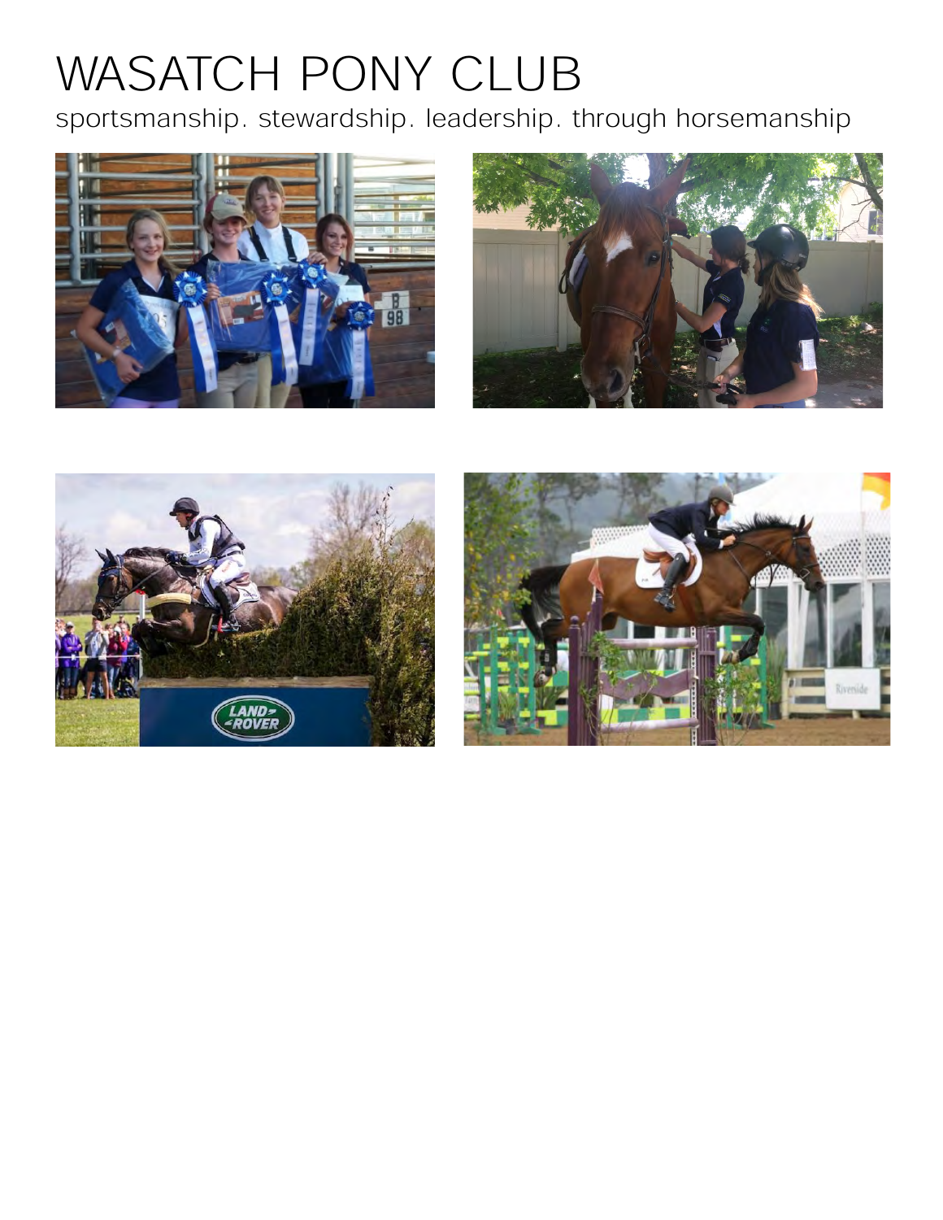# WASATCH PONY CLUB

sportsmanship. stewardship. leadership. through horsemanship